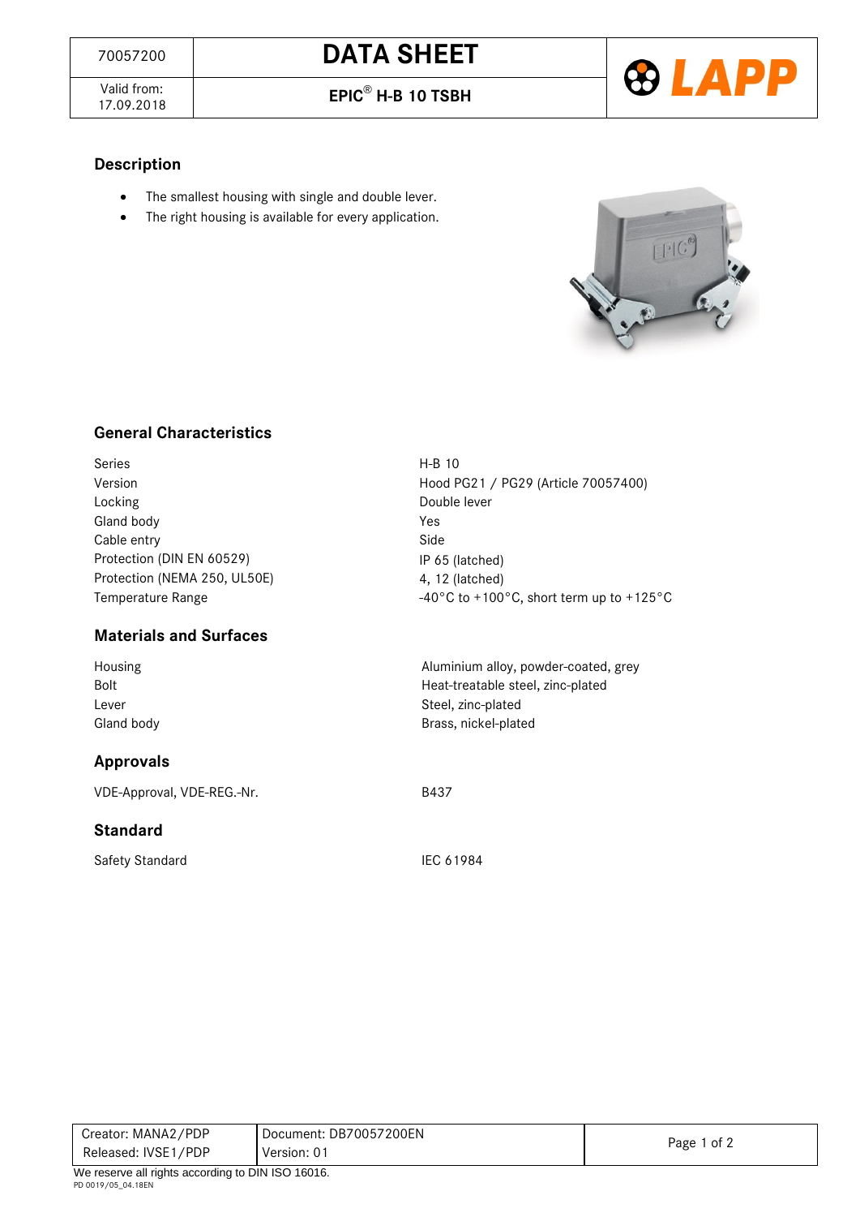| 70057200 | DATA SHEET |
| --- | --- |
| Valid from: 17.09.2018 | EPIC® H-B 10 TSBH |

## Description

- The smallest housing with single and double lever.
- The right housing is available for every application.

## General Characteristics

| | |
| --- | --- |
| Series | H-B 10 |
| Version | Hood PG21 / PG29 (Article 70057400) |
| Locking | Double lever |
| Gland body | Yes |
| Cable entry | Side |
| Protection (DIN EN 60529) | IP 65 (latched) |
| Protection (NEMA 250, UL50E) | 4, 12 (latched) |
| Temperature Range | -40°C to +100°C, short term up to +125°C |

## Materials and Surfaces

| | |
| --- | --- |
| Housing | Aluminium alloy, powder-coated, grey |
| Bolt | Heat-treatable steel, zinc-plated |
| Lever | Steel, zinc-plated |
| Gland body | Brass, nickel-plated |

## Approvals

| | |
| --- | --- |
| VDE-Approval, VDE-REG.-Nr. | B437 |

## Standard

| | |
| --- | --- |
| Safety Standard | IEC 61984 |

| Creator: MANA2/PDP | Document: DB70057200EN |
| --- | --- |
| Released: IVSE1/PDP | Version: 01 |

We reserve all rights according to DIN ISO 16016.

PD 0019/05_04.18EN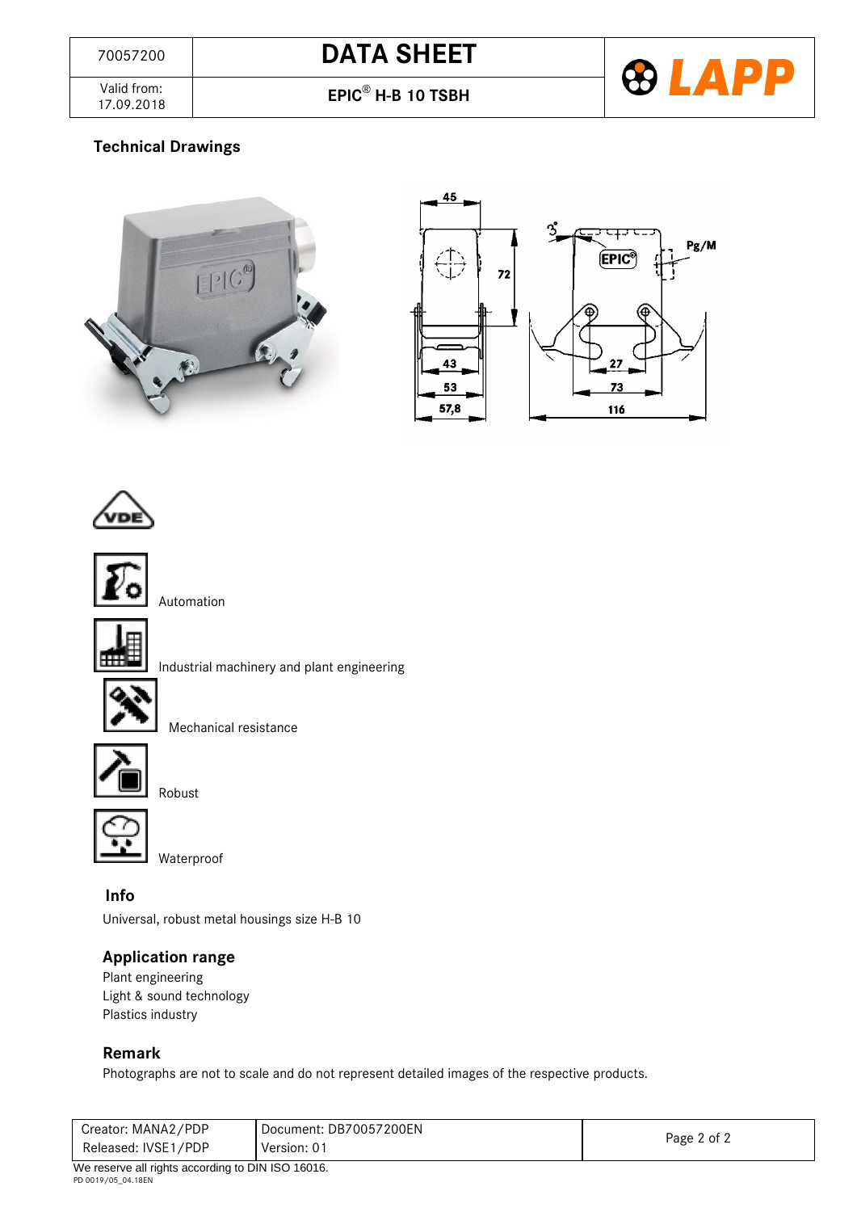## Technical Drawings

45

72

43

53

57,8

3°

EPIC®

Pg/M

27

73

116

Automation

Industrial machinery and plant engineering

Mechanical resistance

Robust

Waterproof

### Info

Universal, robust metal housings size H-B 10

### Application range

Plant engineering
Light & sound technology
Plastics industry

### Remark

Photographs are not to scale and do not represent detailed images of the respective products.